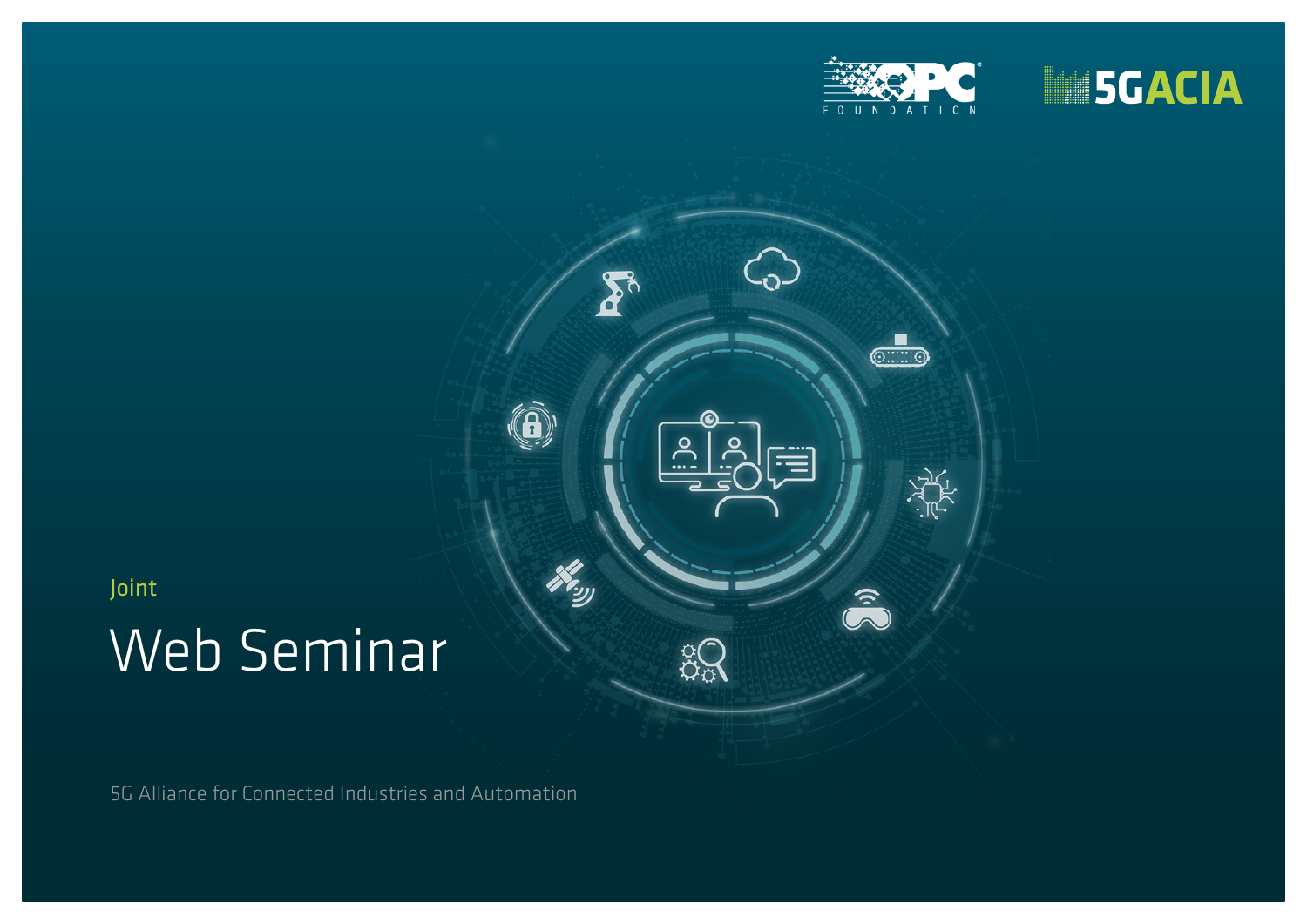OPC FOUNDATION

5GACIA

Joint

# Web Seminar

5G Alliance for Connected Industries and Automation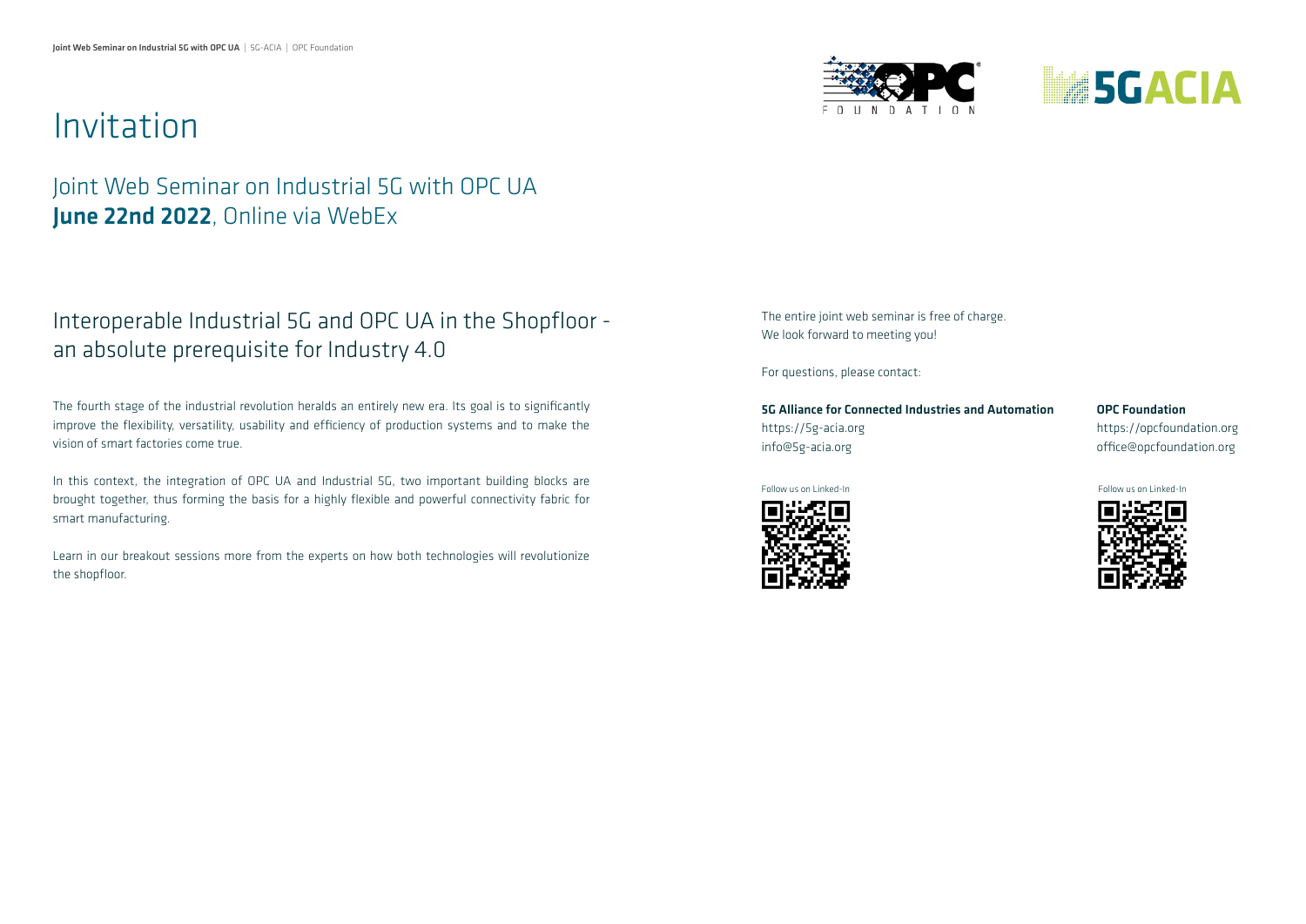# Invitation

## Joint Web Seminar on Industrial 5G with OPC UA
## **June 22nd 2022**, Online via WebEx

## Interoperable Industrial 5G and OPC UA in the Shopfloor - an absolute prerequisite for Industry 4.0

The fourth stage of the industrial revolution heralds an entirely new era. Its goal is to significantly improve the flexibility, versatility, usability and efficiency of production systems and to make the vision of smart factories come true.

In this context, the integration of OPC UA and Industrial 5G, two important building blocks are brought together, thus forming the basis for a highly flexible and powerful connectivity fabric for smart manufacturing.

Learn in our breakout sessions more from the experts on how both technologies will revolutionize the shopfloor.

The entire joint web seminar is free of charge.
We look forward to meeting you!

For questions, please contact:

**5G Alliance for Connected Industries and Automation**
https://5g-acia.org
info@5g-acia.org

Follow us on Linked-In

**OPC Foundation**
https://opcfoundation.org
office@opcfoundation.org

Follow us on Linked-In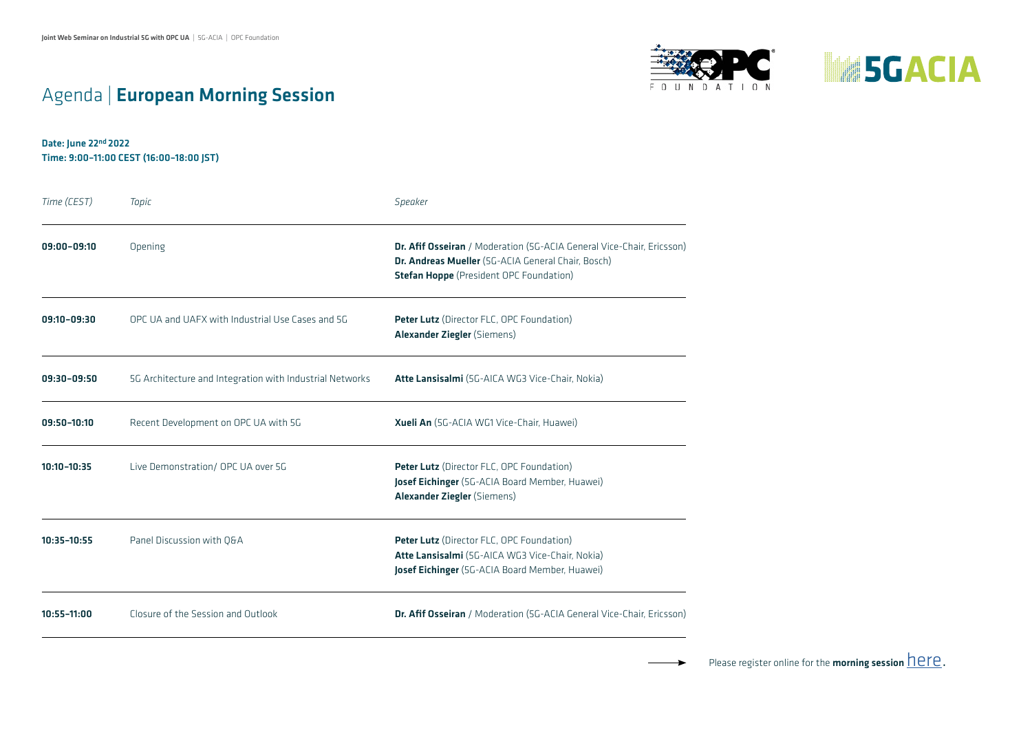# Agenda | **European Morning Session**

**Date: June 22nd 2022**
**Time: 9:00–11:00 CEST (16:00–18:00 JST)**

| *Time (CEST)* | *Topic* | *Speaker* |
|---|---|---|
| **09:00–09:10** | Opening | **Dr. Afif Osseiran** / Moderation (5G-ACIA General Vice-Chair, Ericsson)<br>**Dr. Andreas Mueller** (5G-ACIA General Chair, Bosch)<br>**Stefan Hoppe** (President OPC Foundation) |
| **09:10–09:30** | OPC UA and UAFX with Industrial Use Cases and 5G | **Peter Lutz** (Director FLC, OPC Foundation)<br>**Alexander Ziegler** (Siemens) |
| **09:30–09:50** | 5G Architecture and Integration with Industrial Networks | **Atte Lansisalmi** (5G-AICA WG3 Vice-Chair, Nokia) |
| **09:50–10:10** | Recent Development on OPC UA with 5G | **Xueli An** (5G-ACIA WG1 Vice-Chair, Huawei) |
| **10:10–10:35** | Live Demonstration/ OPC UA over 5G | **Peter Lutz** (Director FLC, OPC Foundation)<br>**Josef Eichinger** (5G-ACIA Board Member, Huawei)<br>**Alexander Ziegler** (Siemens) |
| **10:35–10:55** | Panel Discussion with Q&A | **Peter Lutz** (Director FLC, OPC Foundation)<br>**Atte Lansisalmi** (5G-AICA WG3 Vice-Chair, Nokia)<br>**Josef Eichinger** (5G-ACIA Board Member, Huawei) |
| **10:55–11:00** | Closure of the Session and Outlook | **Dr. Afif Osseiran** / Moderation (5G-ACIA General Vice-Chair, Ericsson) |

Please register online for the **morning session** here.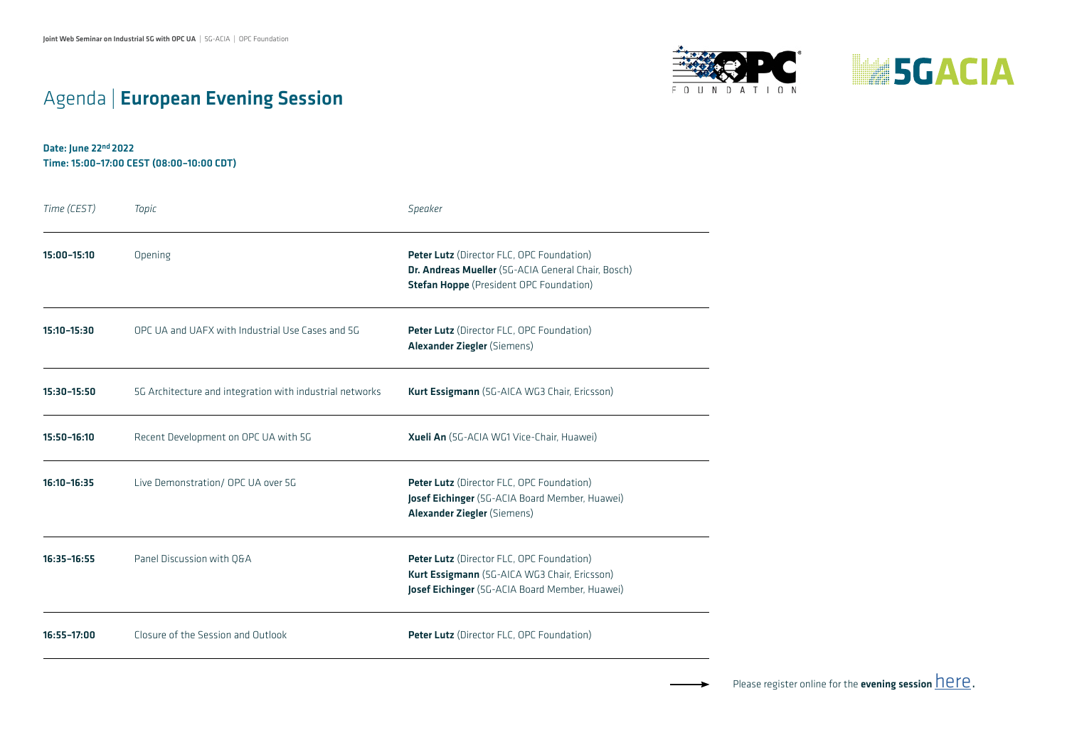# Agenda | **European Evening Session**

**Date: June 22nd 2022**
**Time: 15:00–17:00 CEST (08:00–10:00 CDT)**

| *Time (CEST)* | *Topic* | *Speaker* |
|---|---|---|
| **15:00–15:10** | Opening | **Peter Lutz** (Director FLC, OPC Foundation)<br>**Dr. Andreas Mueller** (5G-ACIA General Chair, Bosch)<br>**Stefan Hoppe** (President OPC Foundation) |
| **15:10–15:30** | OPC UA and UAFX with Industrial Use Cases and 5G | **Peter Lutz** (Director FLC, OPC Foundation)<br>**Alexander Ziegler** (Siemens) |
| **15:30–15:50** | 5G Architecture and integration with industrial networks | **Kurt Essigmann** (5G-AICA WG3 Chair, Ericsson) |
| **15:50–16:10** | Recent Development on OPC UA with 5G | **Xueli An** (5G-ACIA WG1 Vice-Chair, Huawei) |
| **16:10–16:35** | Live Demonstration/ OPC UA over 5G | **Peter Lutz** (Director FLC, OPC Foundation)<br>**Josef Eichinger** (5G-ACIA Board Member, Huawei)<br>**Alexander Ziegler** (Siemens) |
| **16:35–16:55** | Panel Discussion with Q&A | **Peter Lutz** (Director FLC, OPC Foundation)<br>**Kurt Essigmann** (5G-AICA WG3 Chair, Ericsson)<br>**Josef Eichinger** (5G-ACIA Board Member, Huawei) |
| **16:55–17:00** | Closure of the Session and Outlook | **Peter Lutz** (Director FLC, OPC Foundation) |

Please register online for the **evening session** here.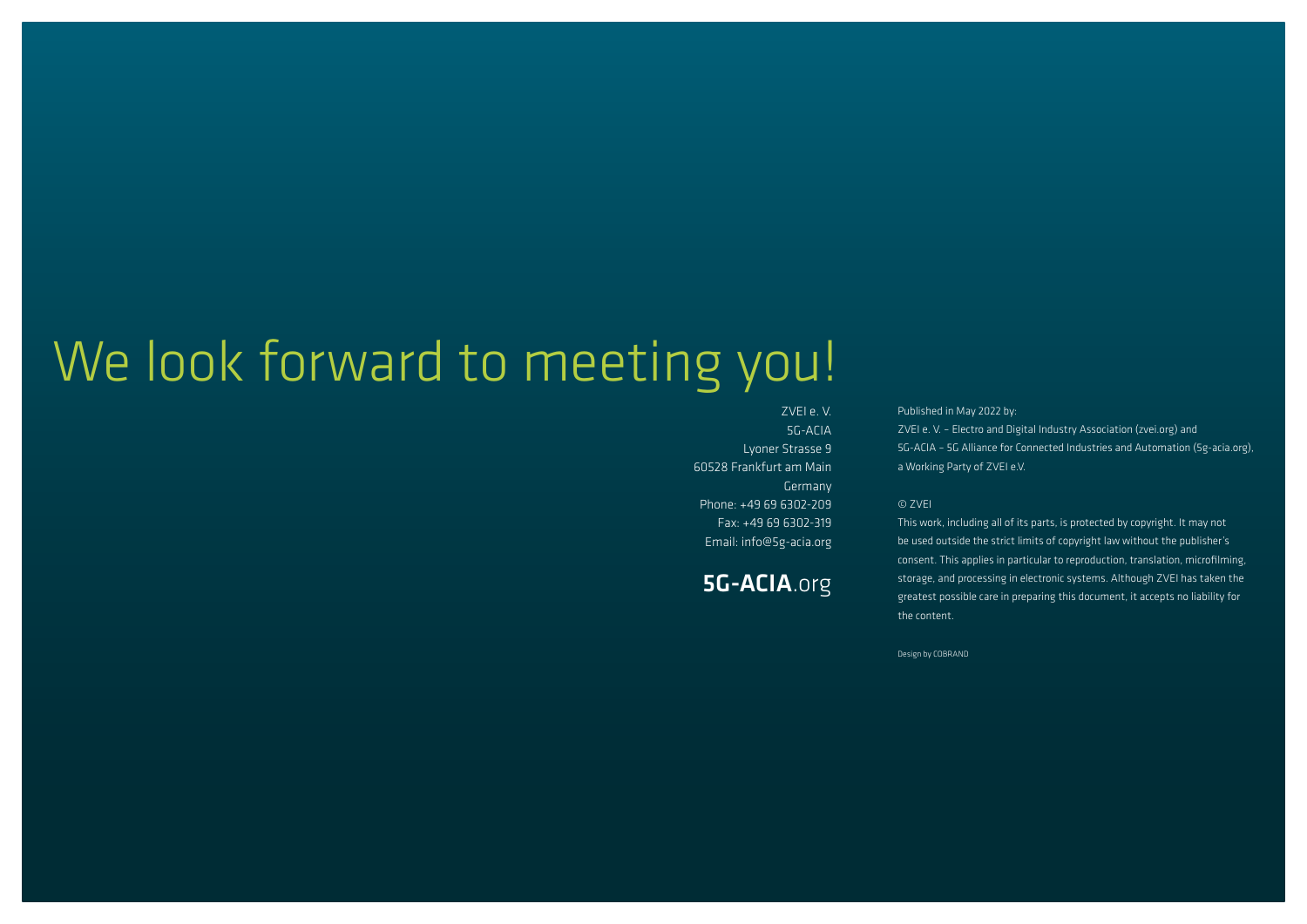# We look forward to meeting you!

ZVEI e. V.
5G-ACIA
Lyoner Strasse 9
60528 Frankfurt am Main
Germany
Phone: +49 69 6302-209
Fax: +49 69 6302-319
Email: info@5g-acia.org

**5G-ACIA**.org

Published in May 2022 by:
ZVEI e. V. – Electro and Digital Industry Association (zvei.org) and
5G-ACIA – 5G Alliance for Connected Industries and Automation (5g-acia.org),
a Working Party of ZVEI e.V.

© ZVEI
This work, including all of its parts, is protected by copyright. It may not be used outside the strict limits of copyright law without the publisher's consent. This applies in particular to reproduction, translation, microfilming, storage, and processing in electronic systems. Although ZVEI has taken the greatest possible care in preparing this document, it accepts no liability for the content.

Design by COBRAND